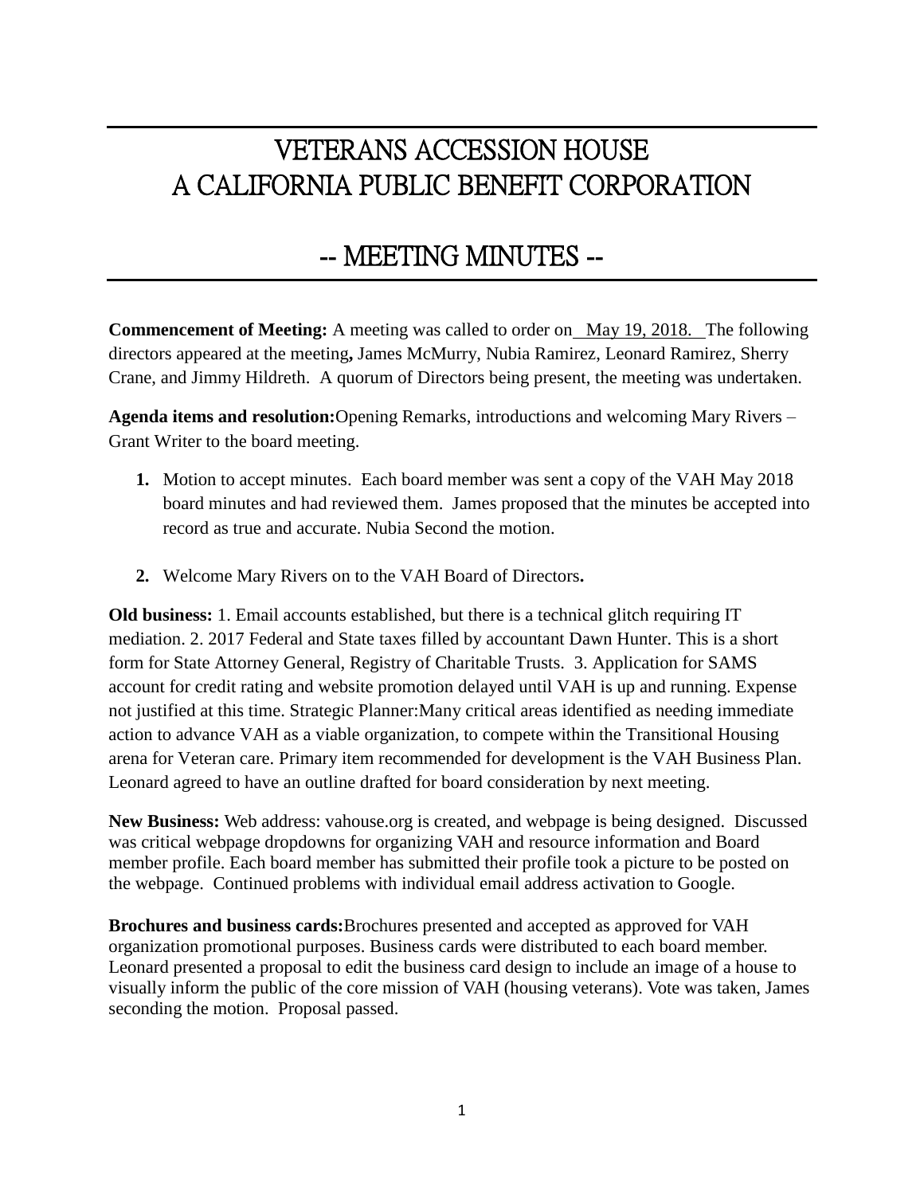# VETERANS ACCESSION HOUSE
# A CALIFORNIA PUBLIC BENEFIT CORPORATION

## -- MEETING MINUTES --

**Commencement of Meeting:** A meeting was called to order on May 19, 2018. The following directors appeared at the meeting**,** James McMurry, Nubia Ramirez, Leonard Ramirez, Sherry Crane, and Jimmy Hildreth. A quorum of Directors being present, the meeting was undertaken.

**Agenda items and resolution:**Opening Remarks, introductions and welcoming Mary Rivers – Grant Writer to the board meeting.

1. Motion to accept minutes. Each board member was sent a copy of the VAH May 2018 board minutes and had reviewed them. James proposed that the minutes be accepted into record as true and accurate. Nubia Second the motion.

2. Welcome Mary Rivers on to the VAH Board of Directors**.**

**Old business:** 1. Email accounts established, but there is a technical glitch requiring IT mediation. 2. 2017 Federal and State taxes filled by accountant Dawn Hunter. This is a short form for State Attorney General, Registry of Charitable Trusts. 3. Application for SAMS account for credit rating and website promotion delayed until VAH is up and running. Expense not justified at this time. Strategic Planner:Many critical areas identified as needing immediate action to advance VAH as a viable organization, to compete within the Transitional Housing arena for Veteran care. Primary item recommended for development is the VAH Business Plan. Leonard agreed to have an outline drafted for board consideration by next meeting.

**New Business:** Web address: vahouse.org is created, and webpage is being designed. Discussed was critical webpage dropdowns for organizing VAH and resource information and Board member profile. Each board member has submitted their profile took a picture to be posted on the webpage. Continued problems with individual email address activation to Google.

**Brochures and business cards:**Brochures presented and accepted as approved for VAH organization promotional purposes. Business cards were distributed to each board member. Leonard presented a proposal to edit the business card design to include an image of a house to visually inform the public of the core mission of VAH (housing veterans). Vote was taken, James seconding the motion. Proposal passed.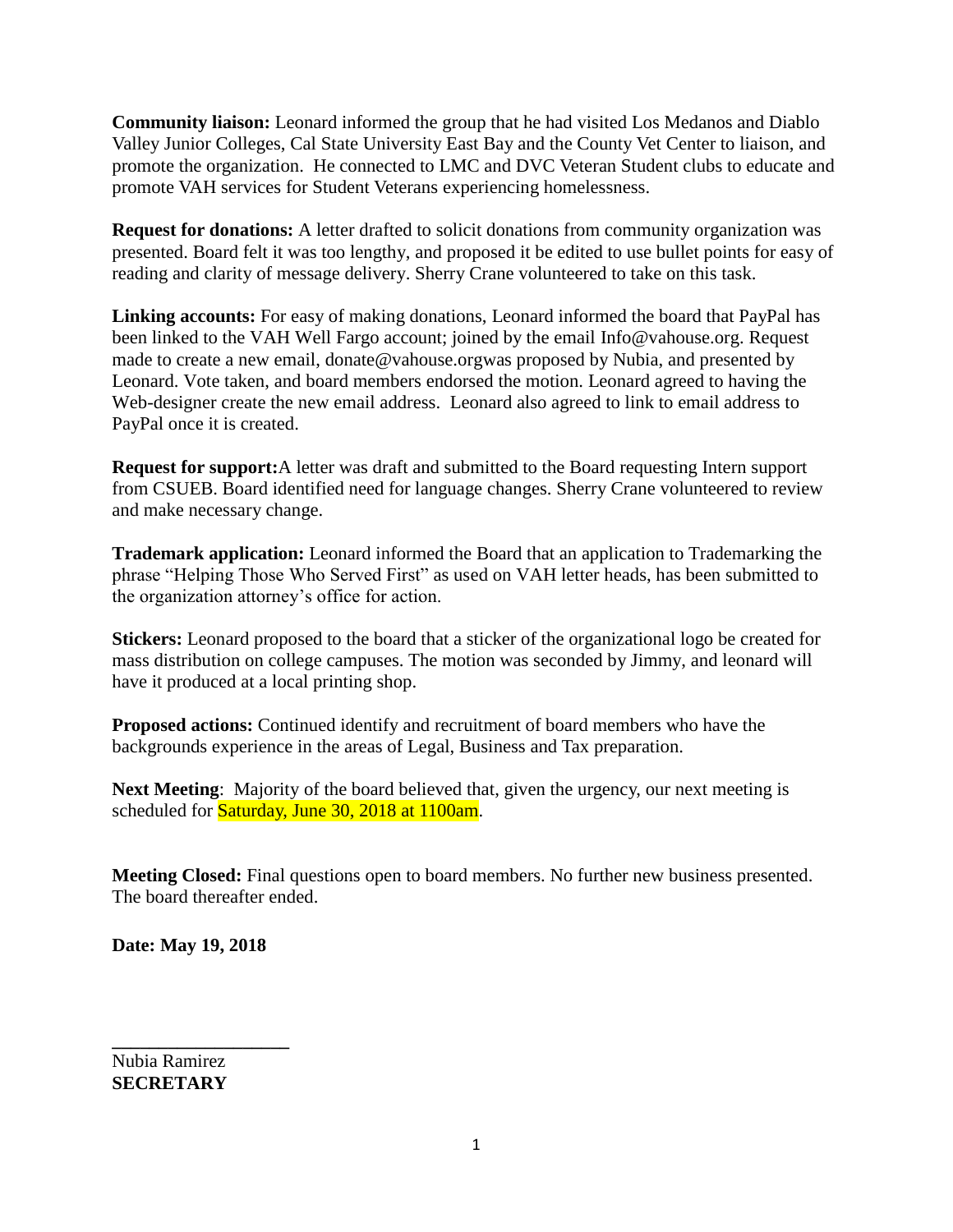**Community liaison:** Leonard informed the group that he had visited Los Medanos and Diablo Valley Junior Colleges, Cal State University East Bay and the County Vet Center to liaison, and promote the organization. He connected to LMC and DVC Veteran Student clubs to educate and promote VAH services for Student Veterans experiencing homelessness.

**Request for donations:** A letter drafted to solicit donations from community organization was presented. Board felt it was too lengthy, and proposed it be edited to use bullet points for easy of reading and clarity of message delivery. Sherry Crane volunteered to take on this task.

**Linking accounts:** For easy of making donations, Leonard informed the board that PayPal has been linked to the VAH Well Fargo account; joined by the email Info@vahouse.org. Request made to create a new email, donate@vahouse.orgwas proposed by Nubia, and presented by Leonard. Vote taken, and board members endorsed the motion. Leonard agreed to having the Web-designer create the new email address. Leonard also agreed to link to email address to PayPal once it is created.

**Request for support:**A letter was draft and submitted to the Board requesting Intern support from CSUEB. Board identified need for language changes. Sherry Crane volunteered to review and make necessary change.

**Trademark application:** Leonard informed the Board that an application to Trademarking the phrase "Helping Those Who Served First" as used on VAH letter heads, has been submitted to the organization attorney's office for action.

**Stickers:** Leonard proposed to the board that a sticker of the organizational logo be created for mass distribution on college campuses. The motion was seconded by Jimmy, and leonard will have it produced at a local printing shop.

**Proposed actions:** Continued identify and recruitment of board members who have the backgrounds experience in the areas of Legal, Business and Tax preparation.

**Next Meeting**: Majority of the board believed that, given the urgency, our next meeting is scheduled for Saturday, June 30, 2018 at 1100am.

**Meeting Closed:** Final questions open to board members. No further new business presented. The board thereafter ended.

**Date: May 19, 2018**

\_\_\_\_\_\_\_\_\_\_\_\_\_\_\_\_\_\_\_\_

Nubia Ramirez
**SECRETARY**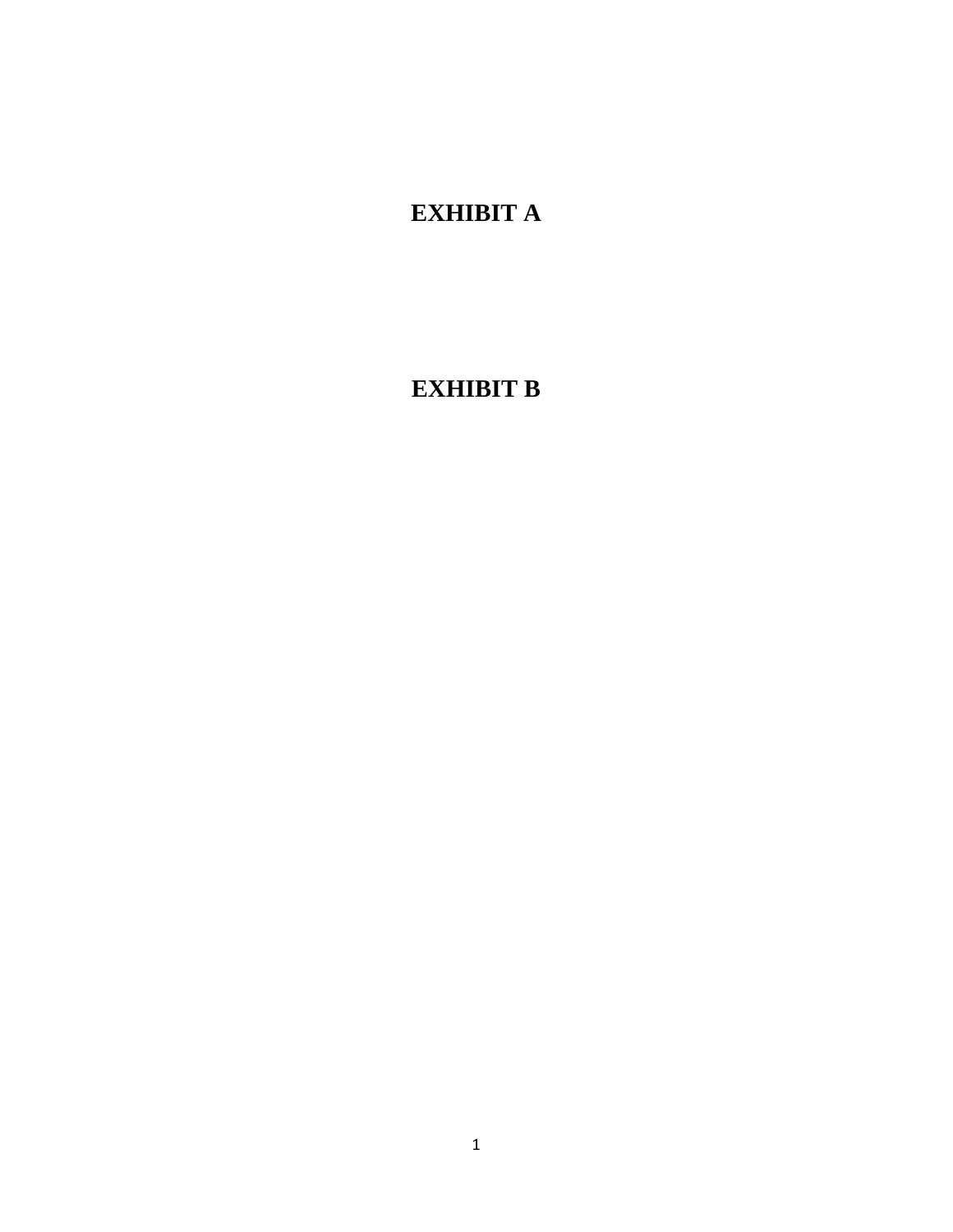# EXHIBIT A

# EXHIBIT B